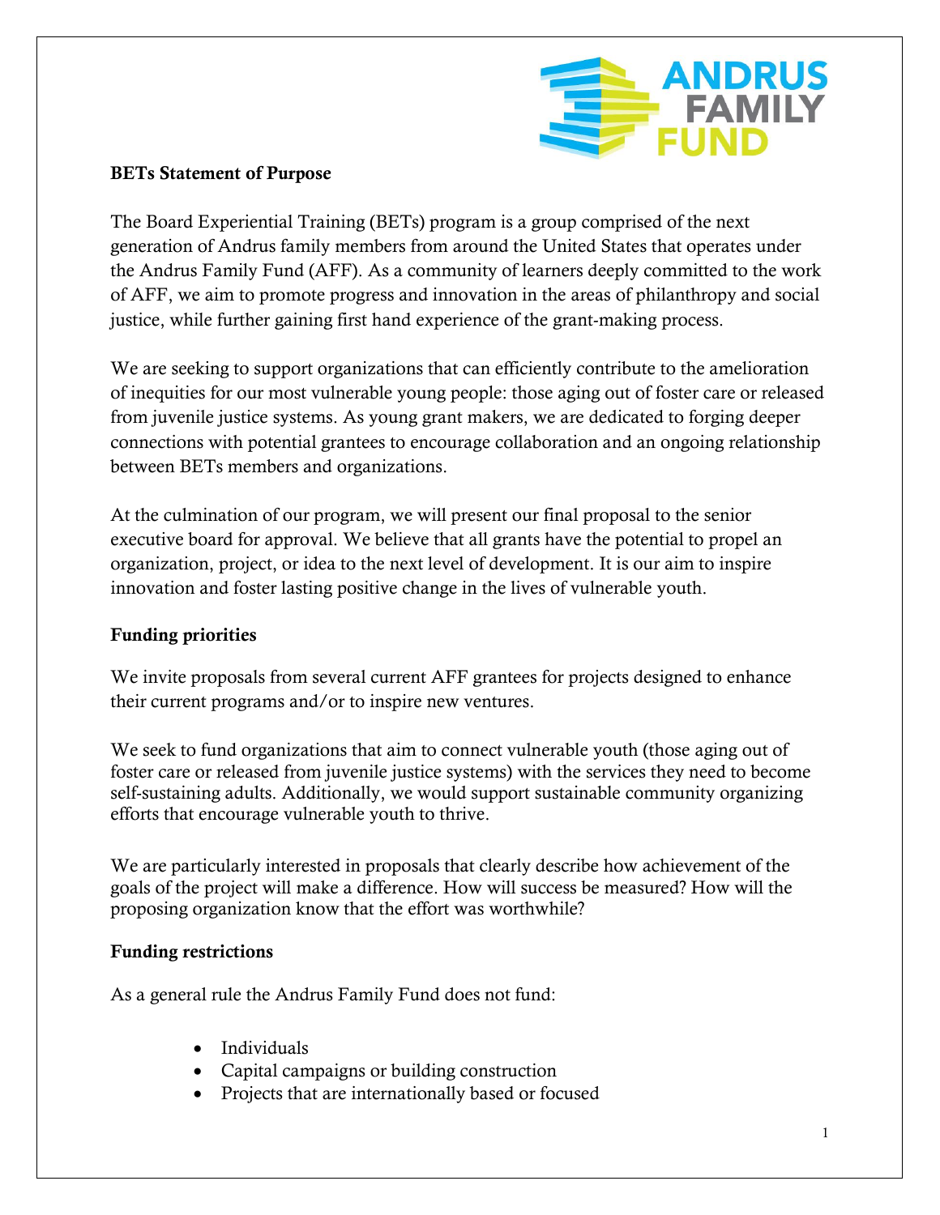## BETs Statement of Purpose

The Board Experiential Training (BETs) program is a group comprised of the next generation of Andrus family members from around the United States that operates under the Andrus Family Fund (AFF). As a community of learners deeply committed to the work of AFF, we aim to promote progress and innovation in the areas of philanthropy and social justice, while further gaining first hand experience of the grant-making process.

We are seeking to support organizations that can efficiently contribute to the amelioration of inequities for our most vulnerable young people: those aging out of foster care or released from juvenile justice systems. As young grant makers, we are dedicated to forging deeper connections with potential grantees to encourage collaboration and an ongoing relationship between BETs members and organizations.

At the culmination of our program, we will present our final proposal to the senior executive board for approval. We believe that all grants have the potential to propel an organization, project, or idea to the next level of development. It is our aim to inspire innovation and foster lasting positive change in the lives of vulnerable youth.

## Funding priorities

We invite proposals from several current AFF grantees for projects designed to enhance their current programs and/or to inspire new ventures.

We seek to fund organizations that aim to connect vulnerable youth (those aging out of foster care or released from juvenile justice systems) with the services they need to become self-sustaining adults. Additionally, we would support sustainable community organizing efforts that encourage vulnerable youth to thrive.

We are particularly interested in proposals that clearly describe how achievement of the goals of the project will make a difference. How will success be measured? How will the proposing organization know that the effort was worthwhile?

## Funding restrictions

As a general rule the Andrus Family Fund does not fund:

- Individuals
- Capital campaigns or building construction
- Projects that are internationally based or focused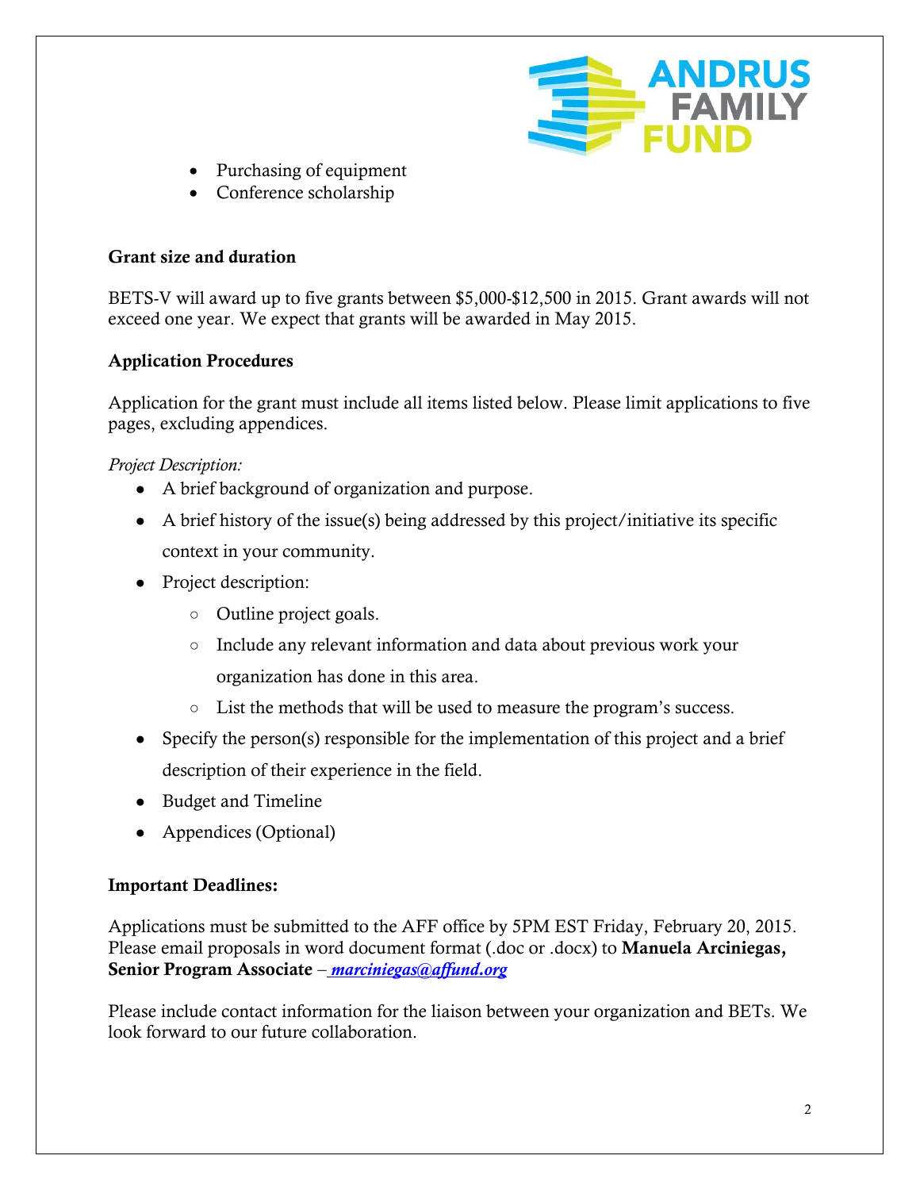- Purchasing of equipment
- Conference scholarship

**Grant size and duration**

BETS-V will award up to five grants between $5,000-$12,500 in 2015. Grant awards will not exceed one year. We expect that grants will be awarded in May 2015.

**Application Procedures**

Application for the grant must include all items listed below. Please limit applications to five pages, excluding appendices.

*Project Description:*

- A brief background of organization and purpose.
- A brief history of the issue(s) being addressed by this project/initiative its specific context in your community.
- Project description:
  - Outline project goals.
  - Include any relevant information and data about previous work your organization has done in this area.
  - List the methods that will be used to measure the program's success.
- Specify the person(s) responsible for the implementation of this project and a brief description of their experience in the field.
- Budget and Timeline
- Appendices (Optional)

**Important Deadlines:**

Applications must be submitted to the AFF office by 5PM EST Friday, February 20, 2015. Please email proposals in word document format (.doc or .docx) to **Manuela Arciniegas, Senior Program Associate** – ***marciniegas@affund.org***

Please include contact information for the liaison between your organization and BETs. We look forward to our future collaboration.